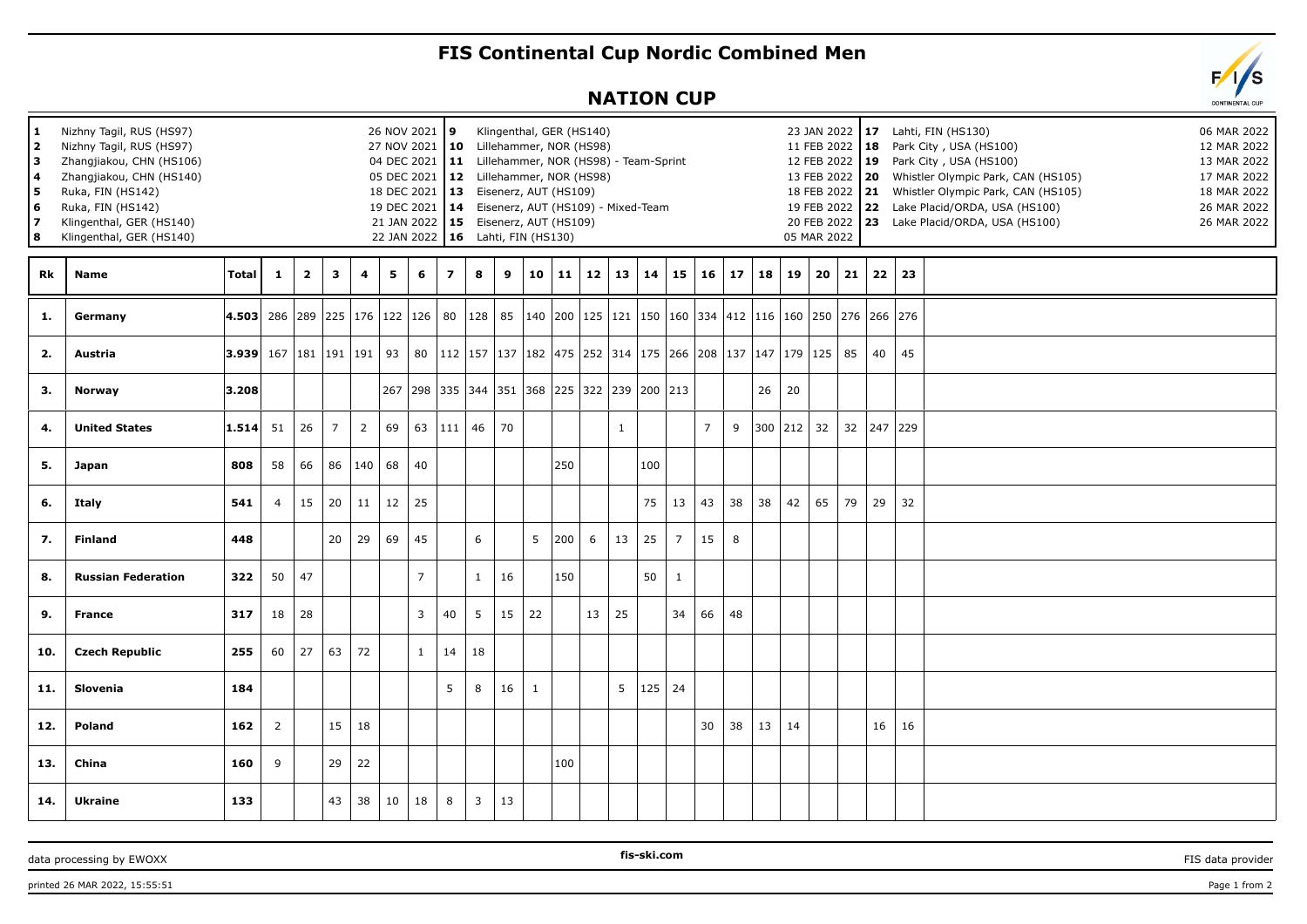# FIS Continental Cup Nordic Combined Men

## NATION CUP

| No. | Venue | Date |
|---|---|---|
| 1 | Nizhny Tagil, RUS (HS97) | 26 NOV 2021 |
| 2 | Nizhny Tagil, RUS (HS97) | 27 NOV 2021 |
| 3 | Zhangjiakou, CHN (HS106) | 04 DEC 2021 |
| 4 | Zhangjiakou, CHN (HS140) | 05 DEC 2021 |
| 5 | Ruka, FIN (HS142) | 18 DEC 2021 |
| 6 | Ruka, FIN (HS142) | 19 DEC 2021 |
| 7 | Klingenthal, GER (HS140) | 21 JAN 2022 |
| 8 | Klingenthal, GER (HS140) | 22 JAN 2022 |
| 9 | Klingenthal, GER (HS140) | 23 JAN 2022 |
| 10 | Lillehammer, NOR (HS98) | 11 FEB 2022 |
| 11 | Lillehammer, NOR (HS98) - Team-Sprint | 12 FEB 2022 |
| 12 | Lillehammer, NOR (HS98) | 13 FEB 2022 |
| 13 | Eisenerz, AUT (HS109) | 18 FEB 2022 |
| 14 | Eisenerz, AUT (HS109) - Mixed-Team | 19 FEB 2022 |
| 15 | Eisenerz, AUT (HS109) | 20 FEB 2022 |
| 16 | Lahti, FIN (HS130) | 05 MAR 2022 |
| 17 | Lahti, FIN (HS130) | 06 MAR 2022 |
| 18 | Park City , USA (HS100) | 12 MAR 2022 |
| 19 | Park City , USA (HS100) | 13 MAR 2022 |
| 20 | Whistler Olympic Park, CAN (HS105) | 17 MAR 2022 |
| 21 | Whistler Olympic Park, CAN (HS105) | 18 MAR 2022 |
| 22 | Lake Placid/ORDA, USA (HS100) | 26 MAR 2022 |
| 23 | Lake Placid/ORDA, USA (HS100) | 26 MAR 2022 |

| Rk | Name | Total | 1 | 2 | 3 | 4 | 5 | 6 | 7 | 8 | 9 | 10 | 11 | 12 | 13 | 14 | 15 | 16 | 17 | 18 | 19 | 20 | 21 | 22 | 23 |
|---|---|---|---|---|---|---|---|---|---|---|---|---|---|---|---|---|---|---|---|---|---|---|---|---|---|
| 1. | Germany | 4.503 | 286 | 289 | 225 | 176 | 122 | 126 | 80 | 128 | 85 | 140 | 200 | 125 | 121 | 150 | 160 | 334 | 412 | 116 | 160 | 250 | 276 | 266 | 276 |
| 2. | Austria | 3.939 | 167 | 181 | 191 | 191 | 93 | 80 | 112 | 157 | 137 | 182 | 475 | 252 | 314 | 175 | 266 | 208 | 137 | 147 | 179 | 125 | 85 | 40 | 45 |
| 3. | Norway | 3.208 | | | | | 267 | 298 | 335 | 344 | 351 | 368 | 225 | 322 | 239 | 200 | 213 | | | 26 | 20 | | | | |
| 4. | United States | 1.514 | 51 | 26 | 7 | 2 | 69 | 63 | 111 | 46 | 70 | | | | 1 | | | 7 | 9 | 300 | 212 | 32 | 32 | 247 | 229 |
| 5. | Japan | 808 | 58 | 66 | 86 | 140 | 68 | 40 | | | | | 250 | | | 100 | | | | | | | | | |
| 6. | Italy | 541 | 4 | 15 | 20 | 11 | 12 | 25 | | | | | | | | 75 | 13 | 43 | 38 | 38 | 42 | 65 | 79 | 29 | 32 |
| 7. | Finland | 448 | | | 20 | 29 | 69 | 45 | | 6 | | 5 | 200 | 6 | 13 | 25 | 7 | 15 | 8 | | | | | | |
| 8. | Russian Federation | 322 | 50 | 47 | | | | 7 | | 1 | 16 | | 150 | | | 50 | 1 | | | | | | | | |
| 9. | France | 317 | 18 | 28 | | | | 3 | 40 | 5 | 15 | 22 | | 13 | 25 | | 34 | 66 | 48 | | | | | | |
| 10. | Czech Republic | 255 | 60 | 27 | 63 | 72 | | 1 | 14 | 18 | | | | | | | | | | | | | | | |
| 11. | Slovenia | 184 | | | | | | | 5 | 8 | 16 | 1 | | | 5 | 125 | 24 | | | | | | | | |
| 12. | Poland | 162 | 2 | | 15 | 18 | | | | | | | | | | | | 30 | 38 | 13 | 14 | | | 16 | 16 |
| 13. | China | 160 | 9 | | 29 | 22 | | | | | | | 100 | | | | | | | | | | | | |
| 14. | Ukraine | 133 | | | 43 | 38 | 10 | 18 | 8 | 3 | 13 | | | | | | | | | | | | | | |

data processing by EWOXX — fis-ski.com — FIS data provider

printed 26 MAR 2022, 15:55:51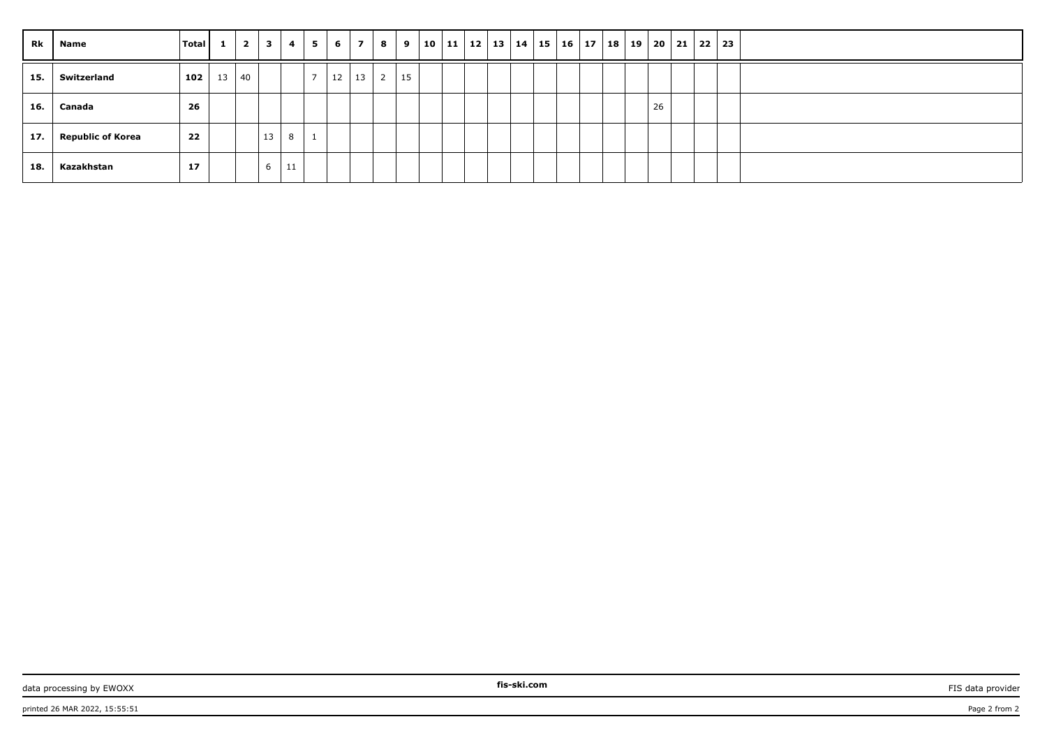| Rk | Name | Total | 1 | 2 | 3 | 4 | 5 | 6 | 7 | 8 | 9 | 10 | 11 | 12 | 13 | 14 | 15 | 16 | 17 | 18 | 19 | 20 | 21 | 22 | 23 |
|---|---|---|---|---|---|---|---|---|---|---|---|---|---|---|---|---|---|---|---|---|---|---|---|---|---|
| **15.** | **Switzerland** | **102** | 13 | 40 | | | 7 | 12 | 13 | 2 | 15 | | | | | | | | | | | | | | |
| **16.** | **Canada** | **26** | | | | | | | | | | | | | | | | | | | | 26 | | | |
| **17.** | **Republic of Korea** | **22** | | | 13 | 8 | 1 | | | | | | | | | | | | | | | | | | |
| **18.** | **Kazakhstan** | **17** | | | 6 | 11 | | | | | | | | | | | | | | | | | | | |